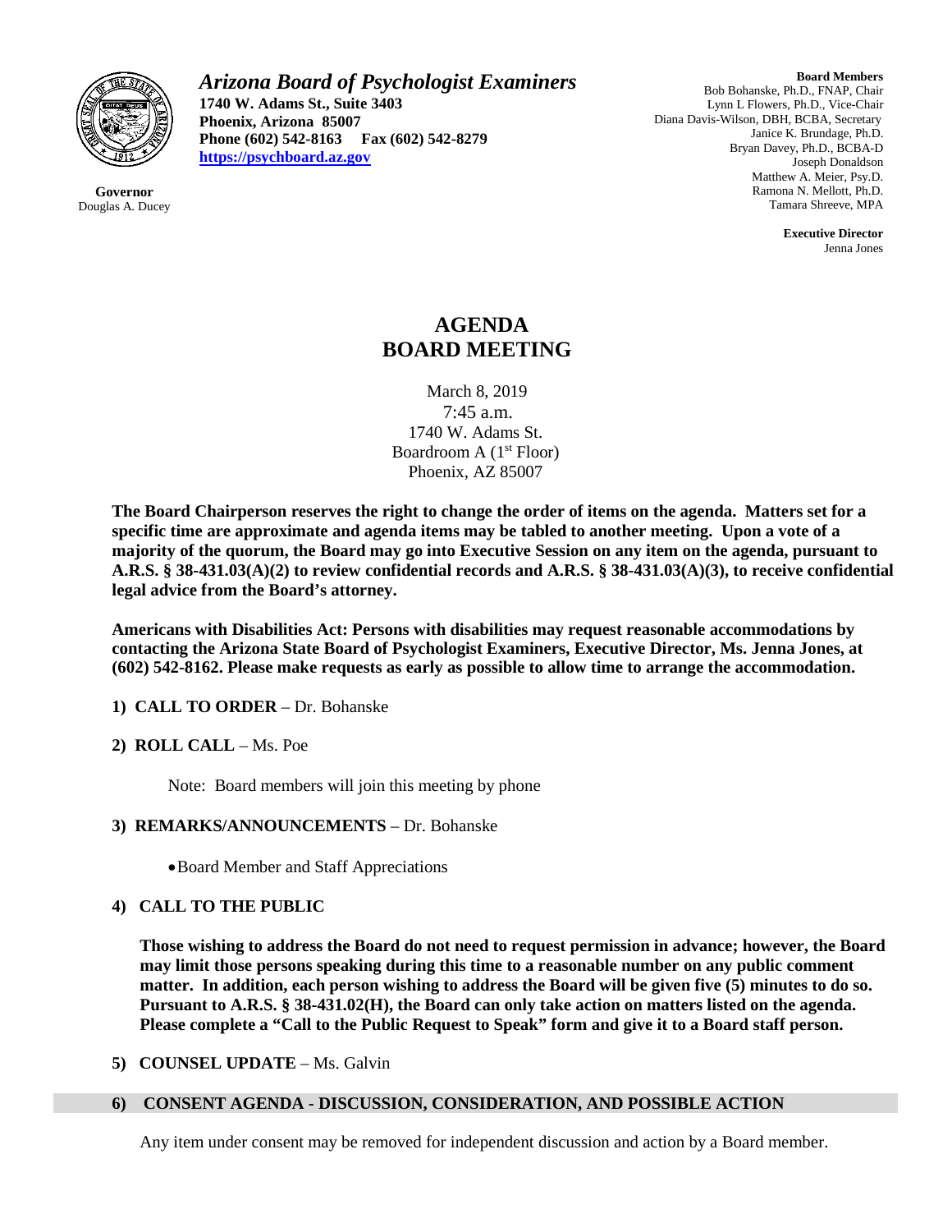*Arizona Board of Psychologist Examiners*

**1740 W. Adams St., Suite 3403**
**Phoenix, Arizona 85007**
**Phone (602) 542-8163 Fax (602) 542-8279**
**https://psychboard.az.gov**

**Governor**
Douglas A. Ducey

**Board Members**
Bob Bohanske, Ph.D., FNAP, Chair
Lynn L Flowers, Ph.D., Vice-Chair
Diana Davis-Wilson, DBH, BCBA, Secretary
Janice K. Brundage, Ph.D.
Bryan Davey, Ph.D., BCBA-D
Joseph Donaldson
Matthew A. Meier, Psy.D.
Ramona N. Mellott, Ph.D.
Tamara Shreeve, MPA

**Executive Director**
Jenna Jones

# AGENDA
# BOARD MEETING

March 8, 2019
7:45 a.m.
1740 W. Adams St.
Boardroom A (1st Floor)
Phoenix, AZ 85007

**The Board Chairperson reserves the right to change the order of items on the agenda. Matters set for a specific time are approximate and agenda items may be tabled to another meeting. Upon a vote of a majority of the quorum, the Board may go into Executive Session on any item on the agenda, pursuant to A.R.S. § 38-431.03(A)(2) to review confidential records and A.R.S. § 38-431.03(A)(3), to receive confidential legal advice from the Board's attorney.**

**Americans with Disabilities Act: Persons with disabilities may request reasonable accommodations by contacting the Arizona State Board of Psychologist Examiners, Executive Director, Ms. Jenna Jones, at (602) 542-8162. Please make requests as early as possible to allow time to arrange the accommodation.**

1) **CALL TO ORDER** – Dr. Bohanske

2) **ROLL CALL** – Ms. Poe

   Note: Board members will join this meeting by phone

3) **REMARKS/ANNOUNCEMENTS** – Dr. Bohanske

   - Board Member and Staff Appreciations

4) **CALL TO THE PUBLIC**

   **Those wishing to address the Board do not need to request permission in advance; however, the Board may limit those persons speaking during this time to a reasonable number on any public comment matter. In addition, each person wishing to address the Board will be given five (5) minutes to do so. Pursuant to A.R.S. § 38-431.02(H), the Board can only take action on matters listed on the agenda. Please complete a "Call to the Public Request to Speak" form and give it to a Board staff person.**

5) **COUNSEL UPDATE** – Ms. Galvin

6) **CONSENT AGENDA - DISCUSSION, CONSIDERATION, AND POSSIBLE ACTION**

   Any item under consent may be removed for independent discussion and action by a Board member.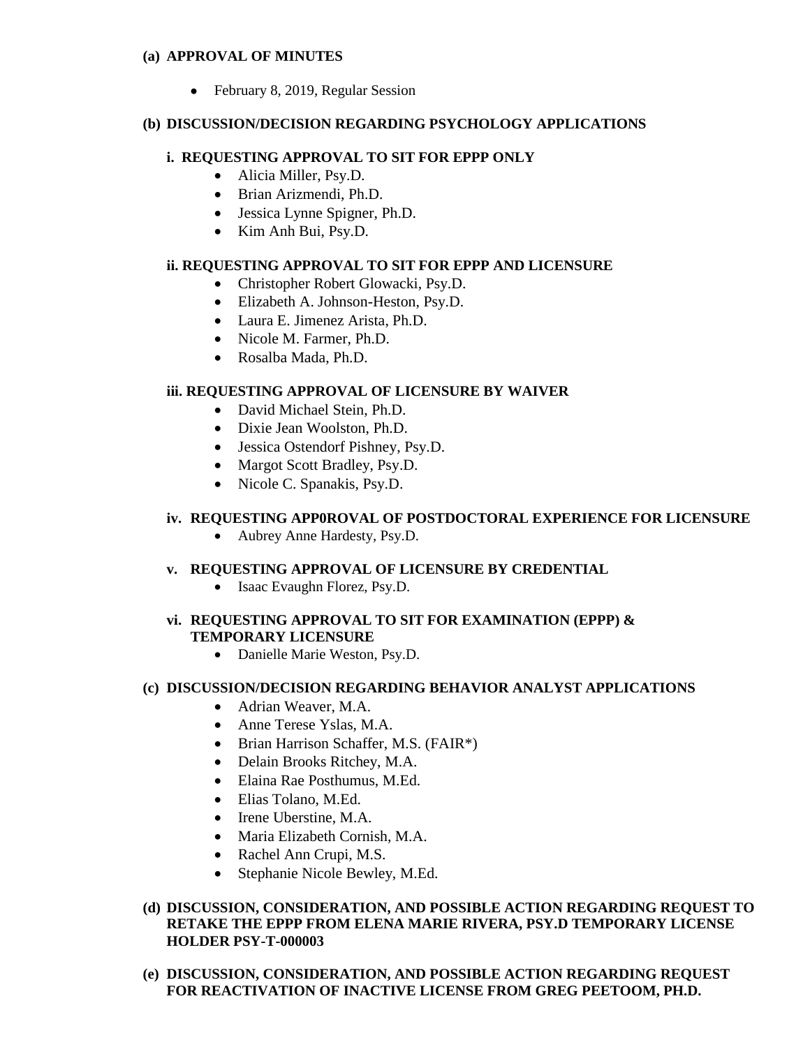**(a) APPROVAL OF MINUTES**

- February 8, 2019, Regular Session

**(b) DISCUSSION/DECISION REGARDING PSYCHOLOGY APPLICATIONS**

**i. REQUESTING APPROVAL TO SIT FOR EPPP ONLY**

- Alicia Miller, Psy.D.
- Brian Arizmendi, Ph.D.
- Jessica Lynne Spigner, Ph.D.
- Kim Anh Bui, Psy.D.

**ii. REQUESTING APPROVAL TO SIT FOR EPPP AND LICENSURE**

- Christopher Robert Glowacki, Psy.D.
- Elizabeth A. Johnson-Heston, Psy.D.
- Laura E. Jimenez Arista, Ph.D.
- Nicole M. Farmer, Ph.D.
- Rosalba Mada, Ph.D.

**iii. REQUESTING APPROVAL OF LICENSURE BY WAIVER**

- David Michael Stein, Ph.D.
- Dixie Jean Woolston, Ph.D.
- Jessica Ostendorf Pishney, Psy.D.
- Margot Scott Bradley, Psy.D.
- Nicole C. Spanakis, Psy.D.

**iv. REQUESTING APP0ROVAL OF POSTDOCTORAL EXPERIENCE FOR LICENSURE**

- Aubrey Anne Hardesty, Psy.D.

**v. REQUESTING APPROVAL OF LICENSURE BY CREDENTIAL**

- Isaac Evaughn Florez, Psy.D.

**vi. REQUESTING APPROVAL TO SIT FOR EXAMINATION (EPPP) & TEMPORARY LICENSURE**

- Danielle Marie Weston, Psy.D.

**(c) DISCUSSION/DECISION REGARDING BEHAVIOR ANALYST APPLICATIONS**

- Adrian Weaver, M.A.
- Anne Terese Yslas, M.A.
- Brian Harrison Schaffer, M.S. (FAIR*)
- Delain Brooks Ritchey, M.A.
- Elaina Rae Posthumus, M.Ed.
- Elias Tolano, M.Ed.
- Irene Uberstine, M.A.
- Maria Elizabeth Cornish, M.A.
- Rachel Ann Crupi, M.S.
- Stephanie Nicole Bewley, M.Ed.

**(d) DISCUSSION, CONSIDERATION, AND POSSIBLE ACTION REGARDING REQUEST TO RETAKE THE EPPP FROM ELENA MARIE RIVERA, PSY.D TEMPORARY LICENSE HOLDER PSY-T-000003**

**(e) DISCUSSION, CONSIDERATION, AND POSSIBLE ACTION REGARDING REQUEST FOR REACTIVATION OF INACTIVE LICENSE FROM GREG PEETOOM, PH.D.**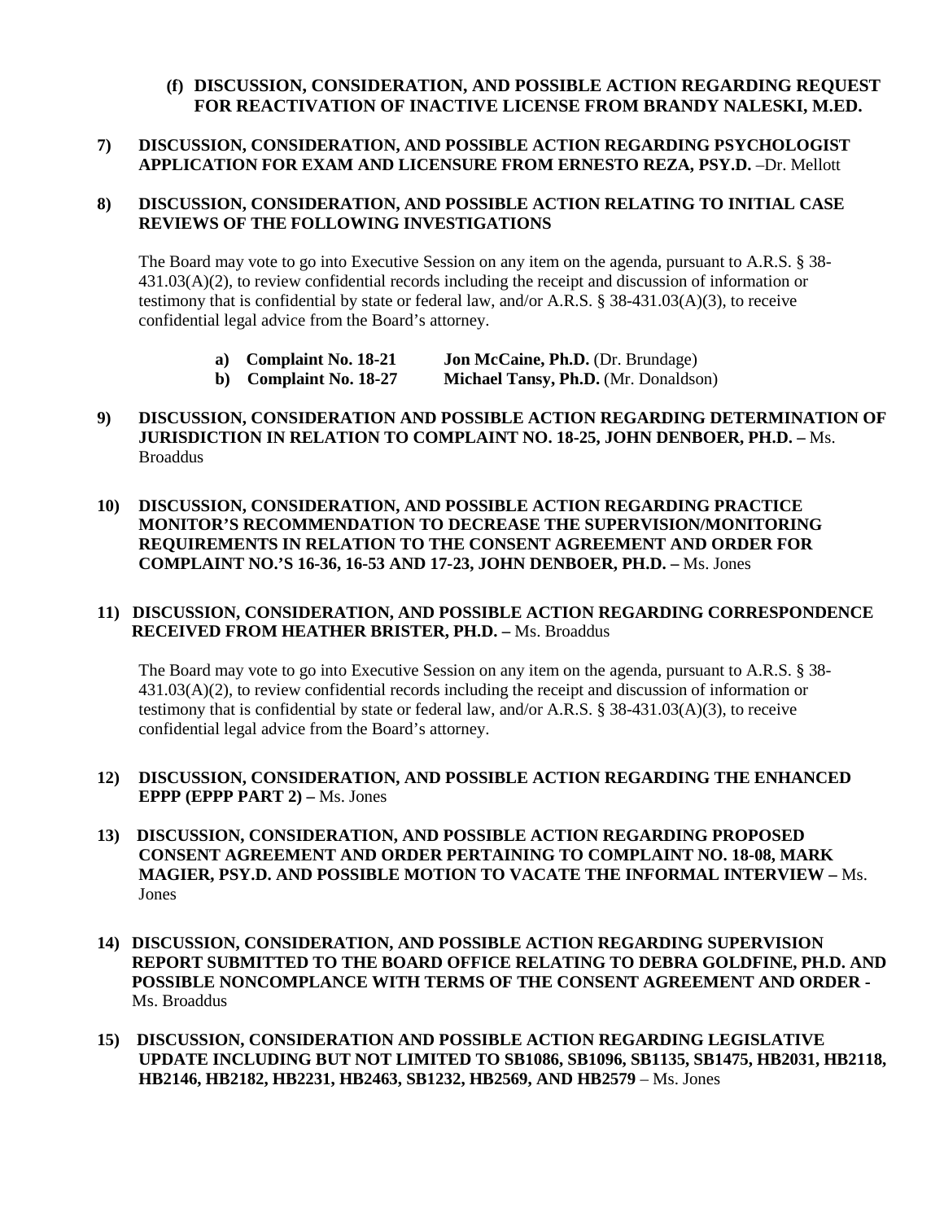**(f) DISCUSSION, CONSIDERATION, AND POSSIBLE ACTION REGARDING REQUEST FOR REACTIVATION OF INACTIVE LICENSE FROM BRANDY NALESKI, M.ED.**

**7) DISCUSSION, CONSIDERATION, AND POSSIBLE ACTION REGARDING PSYCHOLOGIST APPLICATION FOR EXAM AND LICENSURE FROM ERNESTO REZA, PSY.D.** –Dr. Mellott

**8) DISCUSSION, CONSIDERATION, AND POSSIBLE ACTION RELATING TO INITIAL CASE REVIEWS OF THE FOLLOWING INVESTIGATIONS**

The Board may vote to go into Executive Session on any item on the agenda, pursuant to A.R.S. § 38-431.03(A)(2), to review confidential records including the receipt and discussion of information or testimony that is confidential by state or federal law, and/or A.R.S. § 38-431.03(A)(3), to receive confidential legal advice from the Board's attorney.

- **a) Complaint No. 18-21** **Jon McCaine, Ph.D.** (Dr. Brundage)
- **b) Complaint No. 18-27** **Michael Tansy, Ph.D.** (Mr. Donaldson)

**9) DISCUSSION, CONSIDERATION AND POSSIBLE ACTION REGARDING DETERMINATION OF JURISDICTION IN RELATION TO COMPLAINT NO. 18-25, JOHN DENBOER, PH.D. –** Ms. Broaddus

**10) DISCUSSION, CONSIDERATION, AND POSSIBLE ACTION REGARDING PRACTICE MONITOR'S RECOMMENDATION TO DECREASE THE SUPERVISION/MONITORING REQUIREMENTS IN RELATION TO THE CONSENT AGREEMENT AND ORDER FOR COMPLAINT NO.'S 16-36, 16-53 AND 17-23, JOHN DENBOER, PH.D. –** Ms. Jones

**11) DISCUSSION, CONSIDERATION, AND POSSIBLE ACTION REGARDING CORRESPONDENCE RECEIVED FROM HEATHER BRISTER, PH.D. –** Ms. Broaddus

The Board may vote to go into Executive Session on any item on the agenda, pursuant to A.R.S. § 38-431.03(A)(2), to review confidential records including the receipt and discussion of information or testimony that is confidential by state or federal law, and/or A.R.S. § 38-431.03(A)(3), to receive confidential legal advice from the Board's attorney.

**12) DISCUSSION, CONSIDERATION, AND POSSIBLE ACTION REGARDING THE ENHANCED EPPP (EPPP PART 2) –** Ms. Jones

**13) DISCUSSION, CONSIDERATION, AND POSSIBLE ACTION REGARDING PROPOSED CONSENT AGREEMENT AND ORDER PERTAINING TO COMPLAINT NO. 18-08, MARK MAGIER, PSY.D. AND POSSIBLE MOTION TO VACATE THE INFORMAL INTERVIEW –** Ms. Jones

**14) DISCUSSION, CONSIDERATION, AND POSSIBLE ACTION REGARDING SUPERVISION REPORT SUBMITTED TO THE BOARD OFFICE RELATING TO DEBRA GOLDFINE, PH.D. AND POSSIBLE NONCOMPLANCE WITH TERMS OF THE CONSENT AGREEMENT AND ORDER -** Ms. Broaddus

**15) DISCUSSION, CONSIDERATION AND POSSIBLE ACTION REGARDING LEGISLATIVE UPDATE INCLUDING BUT NOT LIMITED TO SB1086, SB1096, SB1135, SB1475, HB2031, HB2118, HB2146, HB2182, HB2231, HB2463, SB1232, HB2569, AND HB2579** – Ms. Jones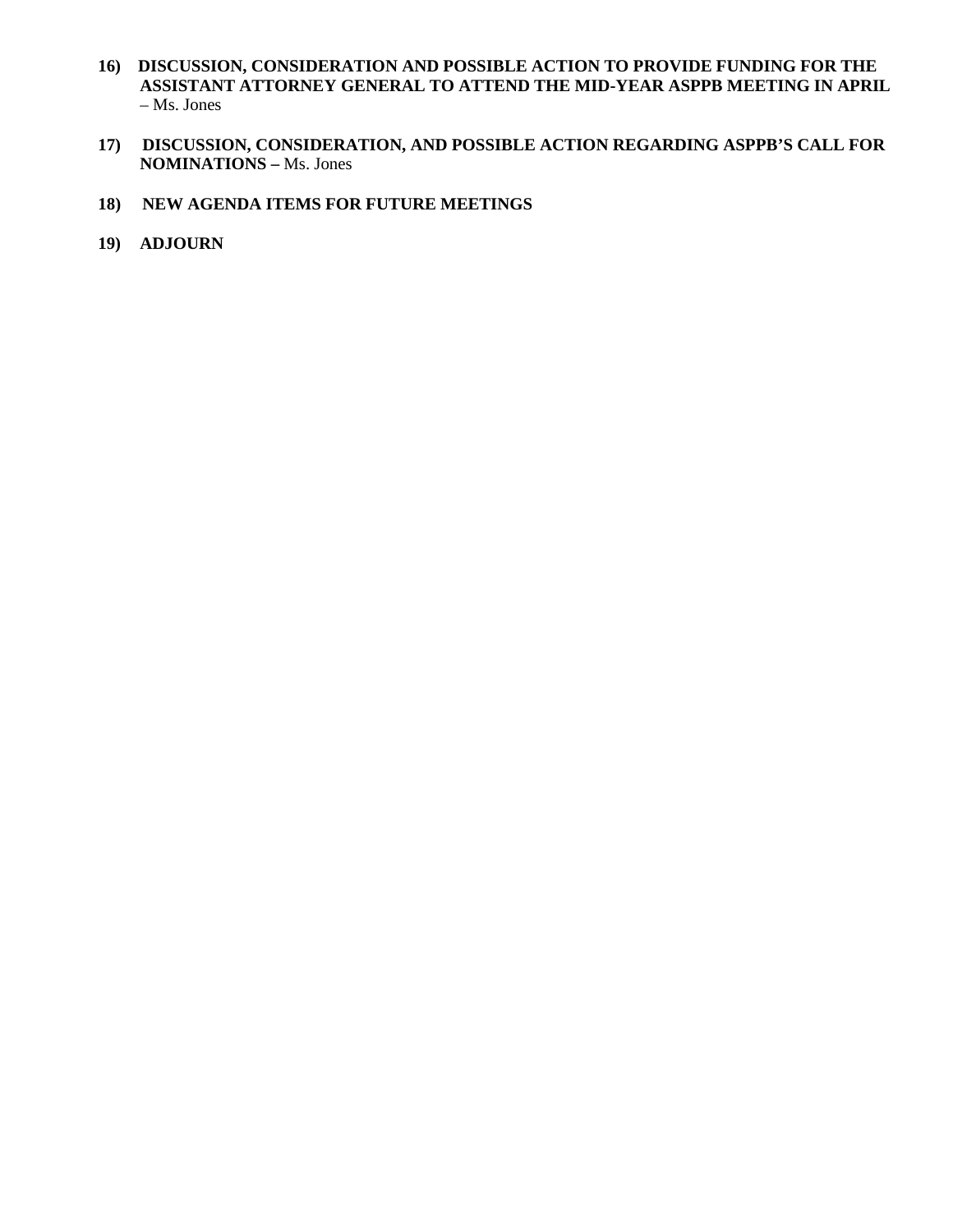16) **DISCUSSION, CONSIDERATION AND POSSIBLE ACTION TO PROVIDE FUNDING FOR THE ASSISTANT ATTORNEY GENERAL TO ATTEND THE MID-YEAR ASPPB MEETING IN APRIL** – Ms. Jones

17) **DISCUSSION, CONSIDERATION, AND POSSIBLE ACTION REGARDING ASPPB'S CALL FOR NOMINATIONS –** Ms. Jones

18) **NEW AGENDA ITEMS FOR FUTURE MEETINGS**

19) **ADJOURN**